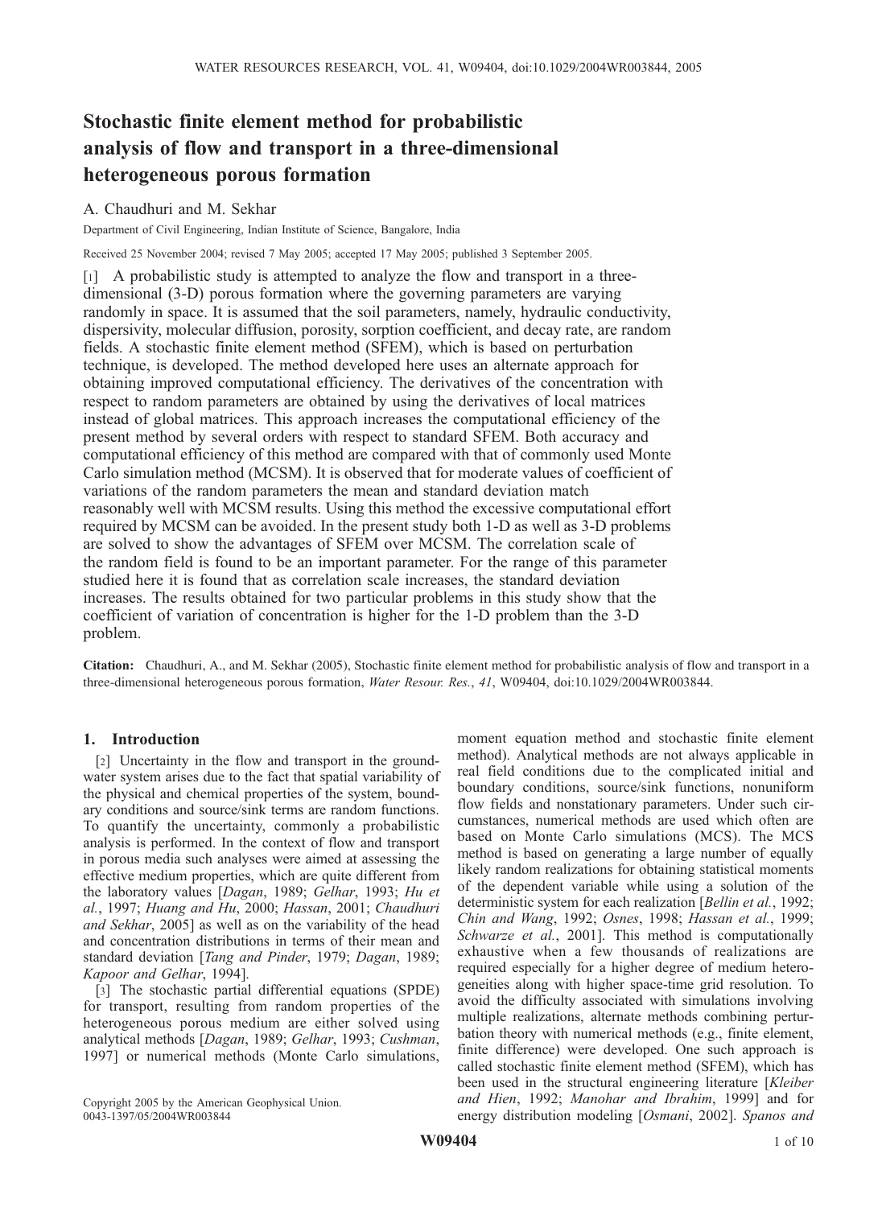# Stochastic finite element method for probabilistic analysis of flow and transport in a three-dimensional heterogeneous porous formation

A. Chaudhuri and M. Sekhar

Department of Civil Engineering, Indian Institute of Science, Bangalore, India

Received 25 November 2004; revised 7 May 2005; accepted 17 May 2005; published 3 September 2005.

[1] A probabilistic study is attempted to analyze the flow and transport in a three-dimensional (3-D) porous formation where the governing parameters are varying randomly in space. It is assumed that the soil parameters, namely, hydraulic conductivity, dispersivity, molecular diffusion, porosity, sorption coefficient, and decay rate, are random fields. A stochastic finite element method (SFEM), which is based on perturbation technique, is developed. The method developed here uses an alternate approach for obtaining improved computational efficiency. The derivatives of the concentration with respect to random parameters are obtained by using the derivatives of local matrices instead of global matrices. This approach increases the computational efficiency of the present method by several orders with respect to standard SFEM. Both accuracy and computational efficiency of this method are compared with that of commonly used Monte Carlo simulation method (MCSM). It is observed that for moderate values of coefficient of variations of the random parameters the mean and standard deviation match reasonably well with MCSM results. Using this method the excessive computational effort required by MCSM can be avoided. In the present study both 1-D as well as 3-D problems are solved to show the advantages of SFEM over MCSM. The correlation scale of the random field is found to be an important parameter. For the range of this parameter studied here it is found that as correlation scale increases, the standard deviation increases. The results obtained for two particular problems in this study show that the coefficient of variation of concentration is higher for the 1-D problem than the 3-D problem.

**Citation:** Chaudhuri, A., and M. Sekhar (2005), Stochastic finite element method for probabilistic analysis of flow and transport in a three-dimensional heterogeneous porous formation, *Water Resour. Res.*, *41*, W09404, doi:10.1029/2004WR003844.

## 1. Introduction

[2] Uncertainty in the flow and transport in the groundwater system arises due to the fact that spatial variability of the physical and chemical properties of the system, boundary conditions and source/sink terms are random functions. To quantify the uncertainty, commonly a probabilistic analysis is performed. In the context of flow and transport in porous media such analyses were aimed at assessing the effective medium properties, which are quite different from the laboratory values [*Dagan*, 1989; *Gelhar*, 1993; *Hu et al.*, 1997; *Huang and Hu*, 2000; *Hassan*, 2001; *Chaudhuri and Sekhar*, 2005] as well as on the variability of the head and concentration distributions in terms of their mean and standard deviation [*Tang and Pinder*, 1979; *Dagan*, 1989; *Kapoor and Gelhar*, 1994].

[3] The stochastic partial differential equations (SPDE) for transport, resulting from random properties of the heterogeneous porous medium are either solved using analytical methods [*Dagan*, 1989; *Gelhar*, 1993; *Cushman*, 1997] or numerical methods (Monte Carlo simulations, moment equation method and stochastic finite element method). Analytical methods are not always applicable in real field conditions due to the complicated initial and boundary conditions, source/sink functions, nonuniform flow fields and nonstationary parameters. Under such circumstances, numerical methods are used which often are based on Monte Carlo simulations (MCS). The MCS method is based on generating a large number of equally likely random realizations for obtaining statistical moments of the dependent variable while using a solution of the deterministic system for each realization [*Bellin et al.*, 1992; *Chin and Wang*, 1992; *Osnes*, 1998; *Hassan et al.*, 1999; *Schwarze et al.*, 2001]. This method is computationally exhaustive when a few thousands of realizations are required especially for a higher degree of medium heterogeneities along with higher space-time grid resolution. To avoid the difficulty associated with simulations involving multiple realizations, alternate methods combining perturbation theory with numerical methods (e.g., finite element, finite difference) were developed. One such approach is called stochastic finite element method (SFEM), which has been used in the structural engineering literature [*Kleiber and Hien*, 1992; *Manohar and Ibrahim*, 1999] and for energy distribution modeling [*Osmani*, 2002]. *Spanos and*

Copyright 2005 by the American Geophysical Union.
0043-1397/05/2004WR003844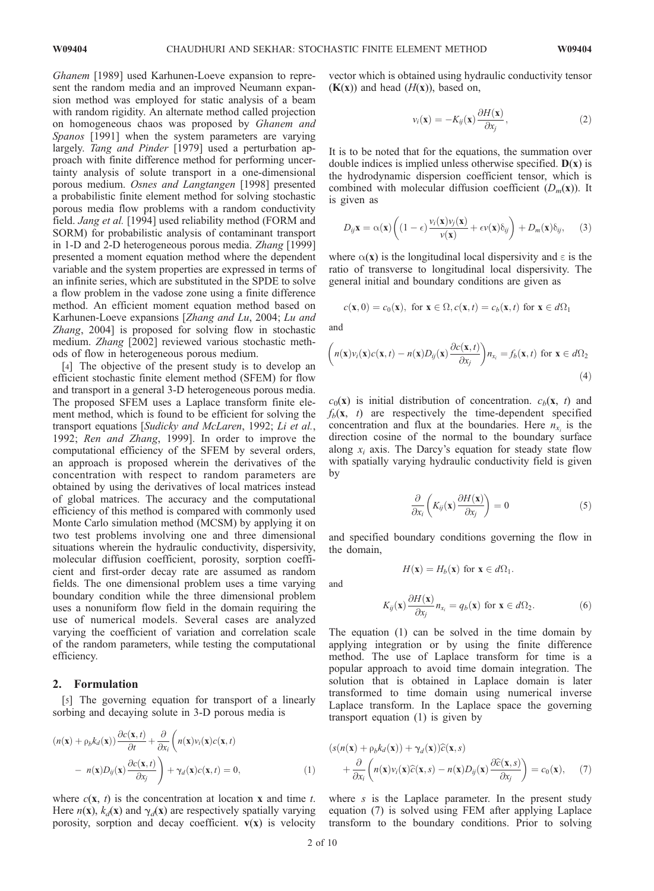*Ghanem* [1989] used Karhunen-Loeve expansion to represent the random media and an improved Neumann expansion method was employed for static analysis of a beam with random rigidity. An alternate method called projection on homogeneous chaos was proposed by *Ghanem and Spanos* [1991] when the system parameters are varying largely. *Tang and Pinder* [1979] used a perturbation approach with finite difference method for performing uncertainty analysis of solute transport in a one-dimensional porous medium. *Osnes and Langtangen* [1998] presented a probabilistic finite element method for solving stochastic porous media flow problems with a random conductivity field. *Jang et al.* [1994] used reliability method (FORM and SORM) for probabilistic analysis of contaminant transport in 1-D and 2-D heterogeneous porous media. *Zhang* [1999] presented a moment equation method where the dependent variable and the system properties are expressed in terms of an infinite series, which are substituted in the SPDE to solve a flow problem in the vadose zone using a finite difference method. An efficient moment equation method based on Karhunen-Loeve expansions [*Zhang and Lu*, 2004; *Lu and Zhang*, 2004] is proposed for solving flow in stochastic medium. *Zhang* [2002] reviewed various stochastic methods of flow in heterogeneous porous medium.

[4] The objective of the present study is to develop an efficient stochastic finite element method (SFEM) for flow and transport in a general 3-D heterogeneous porous media. The proposed SFEM uses a Laplace transform finite element method, which is found to be efficient for solving the transport equations [*Sudicky and McLaren*, 1992; *Li et al.*, 1992; *Ren and Zhang*, 1999]. In order to improve the computational efficiency of the SFEM by several orders, an approach is proposed wherein the derivatives of the concentration with respect to random parameters are obtained by using the derivatives of local matrices instead of global matrices. The accuracy and the computational efficiency of this method is compared with commonly used Monte Carlo simulation method (MCSM) by applying it on two test problems involving one and three dimensional situations wherein the hydraulic conductivity, dispersivity, molecular diffusion coefficient, porosity, sorption coefficient and first-order decay rate are assumed as random fields. The one dimensional problem uses a time varying boundary condition while the three dimensional problem uses a nonuniform flow field in the domain requiring the use of numerical models. Several cases are analyzed varying the coefficient of variation and correlation scale of the random parameters, while testing the computational efficiency.

## 2. Formulation

[5] The governing equation for transport of a linearly sorbing and decaying solute in 3-D porous media is

$$(n(\mathbf{x}) + \rho_b k_d(\mathbf{x}))\frac{\partial c(\mathbf{x},t)}{\partial t} + \frac{\partial}{\partial x_i}\left(n(\mathbf{x})v_i(\mathbf{x})c(\mathbf{x},t) - n(\mathbf{x})D_{ij}(\mathbf{x})\frac{\partial c(\mathbf{x},t)}{\partial x_j}\right) + \gamma_d(\mathbf{x})c(\mathbf{x},t) = 0, \tag{1}$$

where $c(\mathbf{x}, t)$ is the concentration at location $\mathbf{x}$ and time $t$. Here $n(\mathbf{x})$, $k_d(\mathbf{x})$ and $\gamma_d(\mathbf{x})$ are respectively spatially varying porosity, sorption and decay coefficient. $\mathbf{v}(\mathbf{x})$ is velocity vector which is obtained using hydraulic conductivity tensor $(\mathbf{K}(\mathbf{x}))$ and head $(H(\mathbf{x}))$, based on,

$$v_i(\mathbf{x}) = -K_{ij}(\mathbf{x})\frac{\partial H(\mathbf{x})}{\partial x_j}, \tag{2}$$

It is to be noted that for the equations, the summation over double indices is implied unless otherwise specified. $\mathbf{D}(\mathbf{x})$ is the hydrodynamic dispersion coefficient tensor, which is combined with molecular diffusion coefficient $(D_m(\mathbf{x}))$. It is given as

$$D_{ij}\mathbf{x} = \alpha(\mathbf{x})\left((1-\epsilon)\frac{v_i(\mathbf{x})v_j(\mathbf{x})}{v(\mathbf{x})} + \epsilon v(\mathbf{x})\delta_{ij}\right) + D_m(\mathbf{x})\delta_{ij}, \tag{3}$$

where $\alpha(\mathbf{x})$ is the longitudinal local dispersivity and $\varepsilon$ is the ratio of transverse to longitudinal local dispersivity. The general initial and boundary conditions are given as

$$c(\mathbf{x},0) = c_0(\mathbf{x}), \text{ for } \mathbf{x} \in \Omega, c(\mathbf{x},t) = c_b(\mathbf{x},t) \text{ for } \mathbf{x} \in d\Omega_1$$

and

$$\left(n(\mathbf{x})v_i(\mathbf{x})c(\mathbf{x},t) - n(\mathbf{x})D_{ij}(\mathbf{x})\frac{\partial c(\mathbf{x},t)}{\partial x_j}\right)n_{x_i} = f_b(\mathbf{x},t) \text{ for } \mathbf{x} \in d\Omega_2 \tag{4}$$

$c_0(\mathbf{x})$ is initial distribution of concentration. $c_b(\mathbf{x}, t)$ and $f_b(\mathbf{x}, t)$ are respectively the time-dependent specified concentration and flux at the boundaries. Here $n_{x_i}$ is the direction cosine of the normal to the boundary surface along $x_i$ axis. The Darcy's equation for steady state flow with spatially varying hydraulic conductivity field is given by

$$\frac{\partial}{\partial x_i}\left(K_{ij}(\mathbf{x})\frac{\partial H(\mathbf{x})}{\partial x_j}\right) = 0 \tag{5}$$

and specified boundary conditions governing the flow in the domain,

$$H(\mathbf{x}) = H_b(\mathbf{x}) \text{ for } \mathbf{x} \in d\Omega_1.$$

and

$$K_{ij}(\mathbf{x})\frac{\partial H(\mathbf{x})}{\partial x_j}n_{x_i} = q_b(\mathbf{x}) \text{ for } \mathbf{x} \in d\Omega_2. \tag{6}$$

The equation (1) can be solved in the time domain by applying integration or by using the finite difference method. The use of Laplace transform for time is a popular approach to avoid time domain integration. The solution that is obtained in Laplace domain is later transformed to time domain using numerical inverse Laplace transform. In the Laplace space the governing transport equation (1) is given by

$$(s(n(\mathbf{x}) + \rho_b k_d(\mathbf{x})) + \gamma_d(\mathbf{x}))\widehat{c}(\mathbf{x},s) + \frac{\partial}{\partial x_i}\left(n(\mathbf{x})v_i(\mathbf{x})\widehat{c}(\mathbf{x},s) - n(\mathbf{x})D_{ij}(\mathbf{x})\frac{\partial \widehat{c}(\mathbf{x},s)}{\partial x_j}\right) = c_0(\mathbf{x}), \tag{7}$$

where $s$ is the Laplace parameter. In the present study equation (7) is solved using FEM after applying Laplace transform to the boundary conditions. Prior to solving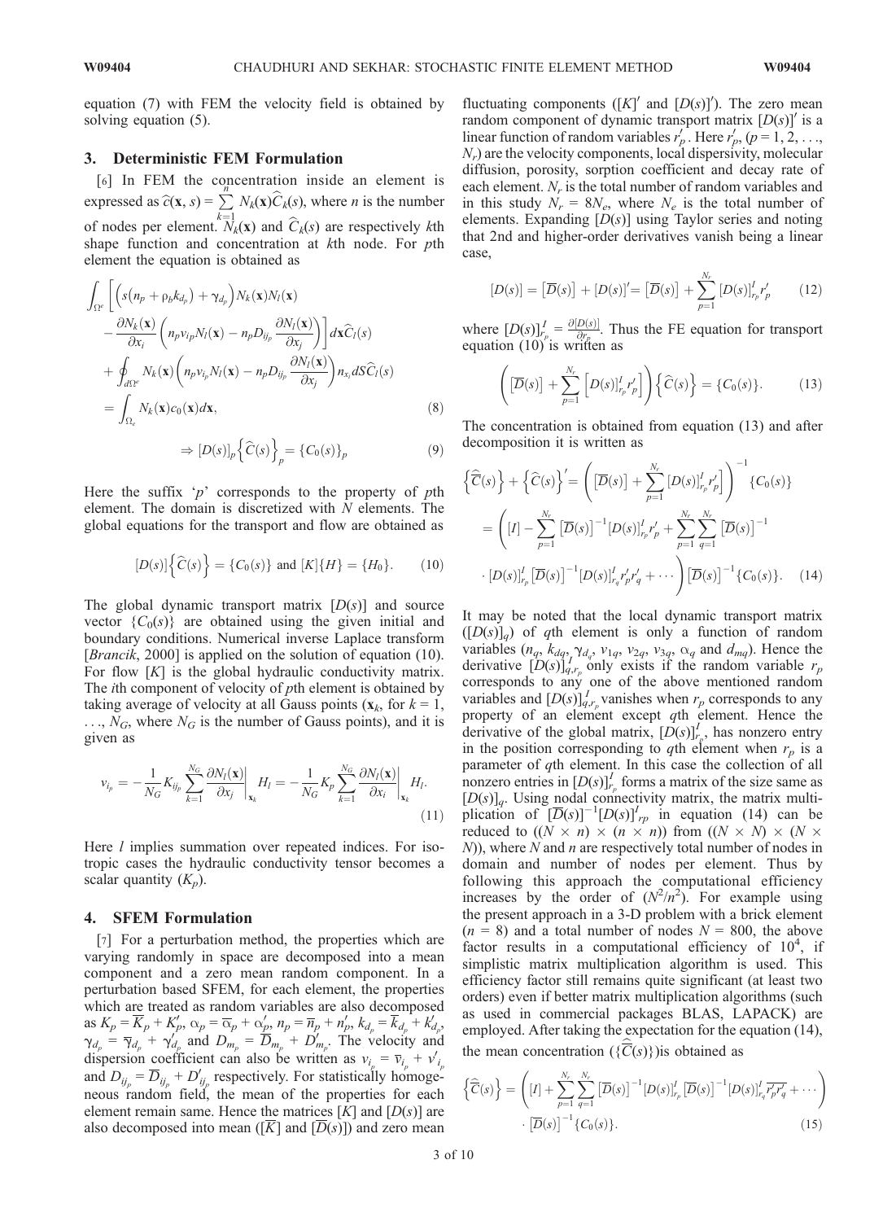equation (7) with FEM the velocity field is obtained by solving equation (5).

## 3. Deterministic FEM Formulation

[6] In FEM the concentration inside an element is expressed as $\widehat{c}(\mathbf{x}, s) = \sum_{k=1}^{n} N_k(\mathbf{x})\widehat{C}_k(s)$, where $n$ is the number of nodes per element. $N_k(\mathbf{x})$ and $\widehat{C}_k(s)$ are respectively $k$th shape function and concentration at $k$th node. For $p$th element the equation is obtained as

$$\int_{\Omega^e}\left[\left(s\left(n_p + \rho_b k_{d_p}\right) + \gamma_{d_p}\right)N_k(\mathbf{x})N_l(\mathbf{x}) - \frac{\partial N_k(\mathbf{x})}{\partial x_i}\left(n_p v_{i_p} N_l(\mathbf{x}) - n_p D_{ij_p}\frac{\partial N_l(\mathbf{x})}{\partial x_j}\right)\right]d\mathbf{x}\widehat{C}_l(s) + \oint_{d\Omega^e} N_k(\mathbf{x})\left(n_p v_{i_p} N_l(\mathbf{x}) - n_p D_{ij_p}\frac{\partial N_l(\mathbf{x})}{\partial x_j}\right)n_{x_i} dS\widehat{C}_l(s) = \int_{\Omega_e} N_k(\mathbf{x})c_0(\mathbf{x})d\mathbf{x}, \tag{8}$$

$$\Rightarrow [D(s)]_p\left\{\widehat{C}(s)\right\}_p = \{C_0(s)\}_p \tag{9}$$

Here the suffix '$p$' corresponds to the property of $p$th element. The domain is discretized with $N$ elements. The global equations for the transport and flow are obtained as

$$[D(s)]\left\{\widehat{C}(s)\right\} = \{C_0(s)\} \text{ and } [K]\{H\} = \{H_0\}. \tag{10}$$

The global dynamic transport matrix $[D(s)]$ and source vector $\{C_0(s)\}$ are obtained using the given initial and boundary conditions. Numerical inverse Laplace transform [*Brancik*, 2000] is applied on the solution of equation (10). For flow $[K]$ is the global hydraulic conductivity matrix. The $i$th component of velocity of $p$th element is obtained by taking average of velocity at all Gauss points ($\mathbf{x}_k$, for $k = 1, \ldots, N_G$, where $N_G$ is the number of Gauss points), and it is given as

$$v_{i_p} = -\frac{1}{N_G}K_{ij_p}\sum_{k=1}^{N_G}\left.\frac{\partial N_l(\mathbf{x})}{\partial x_j}\right|_{\mathbf{x}_k} H_l = -\frac{1}{N_G}K_p\sum_{k=1}^{N_G}\left.\frac{\partial N_l(\mathbf{x})}{\partial x_i}\right|_{\mathbf{x}_k} H_l. \tag{11}$$

Here $l$ implies summation over repeated indices. For isotropic cases the hydraulic conductivity tensor becomes a scalar quantity ($K_p$).

## 4. SFEM Formulation

[7] For a perturbation method, the properties which are varying randomly in space are decomposed into a mean component and a zero mean random component. In a perturbation based SFEM, for each element, the properties which are treated as random variables are also decomposed as $K_p = \overline{K}_p + K'_p$, $\alpha_p = \overline{\alpha}_p + \alpha'_p$, $n_p = \overline{n}_p + n'_p$, $k_{d_p} = \overline{k}_{d_p} + k'_{d_p}$, $\gamma_{d_p} = \overline{\gamma}_{d_p} + \gamma'_{d_p}$ and $D_{m_p} = \overline{D}_{m_p} + D'_{m_p}$. The velocity and dispersion coefficient can also be written as $v_{i_p} = \overline{v}_{i_p} + v'_{i_p}$ and $D_{ij_p} = \overline{D}_{ij_p} + D'_{ij_p}$ respectively. For statistically homogeneous random field, the mean of the properties for each element remain same. Hence the matrices $[K]$ and $[D(s)]$ are also decomposed into mean ($[\overline{K}]$ and $[\overline{D}(s)]$) and zero mean fluctuating components ($[K]'$ and $[D(s)]'$). The zero mean random component of dynamic transport matrix $[D(s)]'$ is a linear function of random variables $r'_p$. Here $r'_p$, ($p = 1, 2, \ldots, N_r$) are the velocity components, local dispersivity, molecular diffusion, porosity, sorption coefficient and decay rate of each element. $N_r$ is the total number of random variables and in this study $N_r = 8N_e$, where $N_e$ is the total number of elements. Expanding $[D(s)]$ using Taylor series and noting that 2nd and higher-order derivatives vanish being a linear case,

$$[D(s)] = \left[\overline{D}(s)\right] + [D(s)]' = \left[\overline{D}(s)\right] + \sum_{p=1}^{N_r}[D(s)]^I_{r_p} r'_p \tag{12}$$

where $[D(s)]^I_{r_p} = \frac{\partial[D(s)]}{\partial r_p}$. Thus the FE equation for transport equation (10) is written as

$$\left(\left[\overline{D}(s)\right] + \sum_{p=1}^{N_r}\left[D(s)\right]^I_{r_p} r'_p\right)\left\{\widehat{C}(s)\right\} = \{C_0(s)\}. \tag{13}$$

The concentration is obtained from equation (13) and after decomposition it is written as

$$\left\{\widehat{\overline{C}}(s)\right\} + \left\{\widehat{C}(s)\right\}' = \left(\left[\overline{D}(s)\right] + \sum_{p=1}^{N_r}[D(s)]^I_{r_p} r'_p\right)^{-1}\{C_0(s)\} = \left([I] - \sum_{p=1}^{N_r}\left[\overline{D}(s)\right]^{-1}[D(s)]^I_{r_p} r'_p + \sum_{p=1}^{N_r}\sum_{q=1}^{N_r}\left[\overline{D}(s)\right]^{-1} \cdot [D(s)]^I_{r_p}\left[\overline{D}(s)\right]^{-1}[D(s)]^I_{r_q} r'_p r'_q + \cdots\right)\left[\overline{D}(s)\right]^{-1}\{C_0(s)\}. \tag{14}$$

It may be noted that the local dynamic transport matrix ($[D(s)]_q$) of $q$th element is only a function of random variables ($n_q$, $k_{dq}$, $\gamma_{d_q}$, $v_{1q}$, $v_{2q}$, $v_{3q}$, $\alpha_q$ and $d_{mq}$). Hence the derivative $[D(s)]^I_{q,r_p}$ only exists if the random variable $r_p$ corresponds to any one of the above mentioned random variables and $[D(s)]^I_{q,r_p}$ vanishes when $r_p$ corresponds to any property of an element except $q$th element. Hence the derivative of the global matrix, $[D(s)]^I_{r_p}$, has nonzero entry in the position corresponding to $q$th element when $r_p$ is a parameter of $q$th element. In this case the collection of all nonzero entries in $[D(s)]^I_{r_p}$ forms a matrix of the size same as $[D(s)]_q$. Using nodal connectivity matrix, the matrix multiplication of $[\overline{D}(s)]^{-1}[D(s)]^I_{rp}$ in equation (14) can be reduced to $((N \times n) \times (n \times n))$ from $((N \times N) \times (N \times N))$, where $N$ and $n$ are respectively total number of nodes in domain and number of nodes per element. Thus by following this approach the computational efficiency increases by the order of $(N^2/n^2)$. For example using the present approach in a 3-D problem with a brick element ($n = 8$) and a total number of nodes $N = 800$, the above factor results in a computational efficiency of $10^4$, if simplistic matrix multiplication algorithm is used. This efficiency factor still remains quite significant (at least two orders) even if better matrix multiplication algorithms (such as used in commercial packages BLAS, LAPACK) are employed. After taking the expectation for the equation (14), the mean concentration ($\{\widehat{\overline{C}}(s)\}$)is obtained as

$$\left\{\widehat{\overline{C}}(s)\right\} = \left([I] + \sum_{p=1}^{N_r}\sum_{q=1}^{N_r}\left[\overline{D}(s)\right]^{-1}[D(s)]^I_{r_p}\left[\overline{D}(s)\right]^{-1}[D(s)]^I_{r_q}\overline{r'_p r'_q} + \cdots\right) \cdot \left[\overline{D}(s)\right]^{-1}\{C_0(s)\}. \tag{15}$$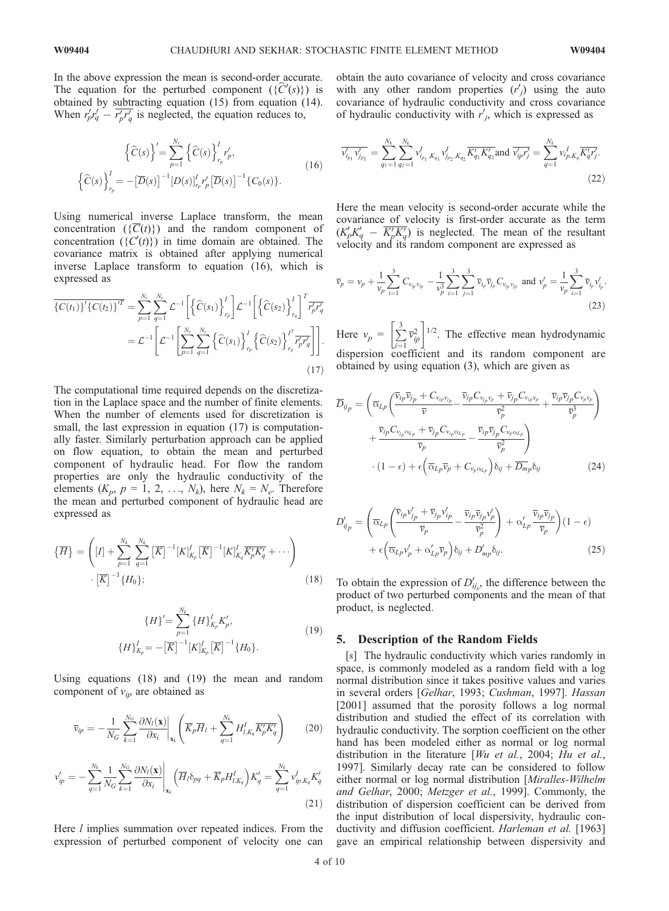In the above expression the mean is second-order accurate. The equation for the perturbed component ($\{\widehat{C}'(s)\}$) is obtained by subtracting equation (15) from equation (14). When $r_p'r_q' - \overline{r_p'r_q'}$ is neglected, the equation reduces to,

$$
\begin{aligned}
\left\{\widehat{C}(s)\right\}' &= \sum_{p=1}^{N_r} \left\{\widehat{C}(s)\right\}^I_{r_p} r_p', \\
\left\{\widehat{C}(s)\right\}^I_{r_p} &= -\left[\overline{D}(s)\right]^{-1}[D(s)]^I_{r_p} r_p' \left[\overline{D}(s)\right]^{-1}\{C_0(s)\}.
\end{aligned}
\tag{16}
$$

Using numerical inverse Laplace transform, the mean concentration ($\{\overline{C}(t)\}$) and the random component of concentration ($\{C'(t)\}$) in time domain are obtained. The covariance matrix is obtained after applying numerical inverse Laplace transform to equation (16), which is expressed as

$$
\begin{aligned}
\overline{\{C(t_1)\}'\{C(t_2)\}'^T} &= \sum_{p=1}^{N_r}\sum_{q=1}^{N_r} \mathcal{L}^{-1}\left[\left\{\widehat{C}(s_1)\right\}^I_{r_p}\right] \mathcal{L}^{-1}\left[\left\{\widehat{C}(s_2)\right\}^I_{r_q}\right]^T \overline{r_p'r_q'} \\
&= \mathcal{L}^{-1}\left[\mathcal{L}^{-1}\left[\sum_{p=1}^{N_r}\sum_{q=1}^{N_r}\left\{\widehat{C}(s_1)\right\}^I_{r_p}\left\{\widehat{C}(s_2)\right\}^{I^T}_{r_q}\overline{r_p'r_q'}\right]\right].
\end{aligned}
\tag{17}
$$

The computational time required depends on the discretization in the Laplace space and the number of finite elements. When the number of elements used for discretization is small, the last expression in equation (17) is computationally faster. Similarly perturbation approach can be applied on flow equation, to obtain the mean and perturbed component of hydraulic head. For flow the random properties are only the hydraulic conductivity of the elements ($K_p$, $p = 1, 2, \ldots, N_k$), here $N_k = N_e$. Therefore the mean and perturbed component of hydraulic head are expressed as

$$
\{\overline{H}\} = \left([I] + \sum_{p=1}^{N_k}\sum_{q=1}^{N_k}\left[\overline{K}\right]^{-1}[K]^I_{K_p}\left[\overline{K}\right]^{-1}[K]^I_{K_q}\overline{K_p'K_q'} + \cdots\right) \cdot \left[\overline{K}\right]^{-1}\{H_0\};
\tag{18}
$$

$$
\begin{aligned}
\{H\}' &= \sum_{p=1}^{N_k}\{H\}^I_{K_p}K_p', \\
\{H\}^I_{K_p} &= -\left[\overline{K}\right]^{-1}[K]^I_{K_p}\left[\overline{K}\right]^{-1}\{H_0\}.
\end{aligned}
\tag{19}
$$

Using equations (18) and (19) the mean and random component of $v_{ip}$ are obtained as

$$
\overline{v}_{ip} = -\frac{1}{N_G}\sum_{k=1}^{N_G}\left.\frac{\partial N_l(\mathbf{x})}{\partial x_i}\right|_{\mathbf{x}_k}\left(\overline{K}_p\overline{H}_l + \sum_{q=1}^{N_k}H^I_{l,K_q}\overline{K_p'K_q'}\right)
\tag{20}
$$

$$
v_{ip}' = -\sum_{q=1}^{N_k}\frac{1}{N_G}\sum_{k=1}^{N_G}\left.\frac{\partial N_l(\mathbf{x})}{\partial x_i}\right|_{\mathbf{x}_k}\left(\overline{H}_l\delta_{pq} + \overline{K}_pH^I_{l,K_q}\right)K_q' = \sum_{q=1}^{N_k}v^I_{ip,K_q}K_q'
\tag{21}
$$

Here $l$ implies summation over repeated indices. From the expression of perturbed component of velocity one can obtain the auto covariance of velocity and cross covariance with any other random properties ($r_j'$) using the auto covariance of hydraulic conductivity and cross covariance of hydraulic conductivity with $r_j'$, which is expressed as

$$
\overline{v_{i_{p_1}}'v_{j_{p_2}}'} = \sum_{q_1=1}^{N_k}\sum_{q_2=1}^{N_k}v^I_{i_{p_1},K_{q_1}}v^I_{j_{p_2},K_{q_2}}\overline{K_{q_1}'K_{q_2}'} \text{ and } \overline{v_{ip}'r_j'} = \sum_{q=1}^{N_k}v^I_{ip,K_q}\overline{K_q'r_j'}.
\tag{22}
$$

Here the mean velocity is second-order accurate while the covariance of velocity is first-order accurate as the term $(K_p'K_q' - \overline{K_p'K_q'})$ is neglected. The mean of the resultant velocity and its random component are expressed as

$$
\overline{v}_p = v_p + \frac{1}{v_p}\sum_{i=1}^{3}C_{v_{ip}v_{ip}} - \frac{1}{v_p^3}\sum_{i=1}^{3}\sum_{j=1}^{3}\overline{v}_{i_p}\overline{v}_{j_p}C_{v_{ip}v_{jp}} \text{ and } v_p' = \frac{1}{v_p}\sum_{i=1}^{3}\overline{v}_{i_p}v_{i_p}'.
\tag{23}
$$

Here $v_p = \left[\sum_{i=1}^{3}\overline{v}_{ip}^2\right]^{1/2}$. The effective mean hydrodynamic dispersion coefficient and its random component are obtained by using equation (3), which are given as

$$
\begin{aligned}
\overline{D}_{ij_p} = &\left(\overline{\alpha}_{Lp}\left(\frac{\overline{v}_{ip}\overline{v}_{jp} + C_{v_{ip}v_{jp}}}{\overline{v}} - \frac{\overline{v}_{ip}C_{v_{jp}v_p} + \overline{v}_{jp}C_{v_{ip}v_p}}{\overline{v}_p^2} + \frac{\overline{v}_{ip}\overline{v}_{jp}C_{v_pv_p}}{\overline{v}_p^3}\right)\right. \\
&\left.+ \frac{\overline{v}_{ip}C_{v_{jp}\alpha_{Lp}} + \overline{v}_{jp}C_{v_{ip}\alpha_{Lp}}}{\overline{v}_p} - \frac{\overline{v}_{ip}\overline{v}_{jp}C_{v_p\alpha_{Lp}}}{\overline{v}_p^2}\right) \\
&\cdot(1-\epsilon) + \epsilon\left(\overline{\alpha}_{Lp}\overline{v}_p + C_{v_p\alpha_{Lp}}\right)\delta_{ij} + \overline{D_{mp}}\delta_{ij}
\end{aligned}
\tag{24}
$$

$$
\begin{aligned}
D_{ij_p}' = &\left(\overline{\alpha}_{Lp}\left(\frac{\overline{v}_{ip}v_{jp}' + \overline{v}_{jp}v_{ip}'}{\overline{v}_p} - \frac{\overline{v}_{ip}\overline{v}_{jp}v_p'}{\overline{v}_p^2}\right) + \alpha_{Lp}'\frac{\overline{v}_{ip}\overline{v}_{jp}}{\overline{v}_p}\right)(1-\epsilon) \\
&+ \epsilon\left(\overline{\alpha}_{Lp}v_p' + \alpha_{Lp}'\overline{v}_p\right)\delta_{ij} + D_{mp}'\delta_{ij}.
\end{aligned}
\tag{25}
$$

To obtain the expression of $D_{ij_p}'$, the difference between the product of two perturbed components and the mean of that product, is neglected.

## 5. Description of the Random Fields

[8] The hydraulic conductivity which varies randomly in space, is commonly modeled as a random field with a log normal distribution since it takes positive values and varies in several orders [*Gelhar*, 1993; *Cushman*, 1997]. *Hassan* [2001] assumed that the porosity follows a log normal distribution and studied the effect of its correlation with hydraulic conductivity. The sorption coefficient on the other hand has been modeled either as normal or log normal distribution in the literature [*Wu et al.*, 2004; *Hu et al.*, 1997]. Similarly decay rate can be considered to follow either normal or log normal distribution [*Miralles-Wilhelm and Gelhar*, 2000; *Metzger et al.*, 1999]. Commonly, the distribution of dispersion coefficient can be derived from the input distribution of local dispersivity, hydraulic conductivity and diffusion coefficient. *Harleman et al.* [1963] gave an empirical relationship between dispersivity and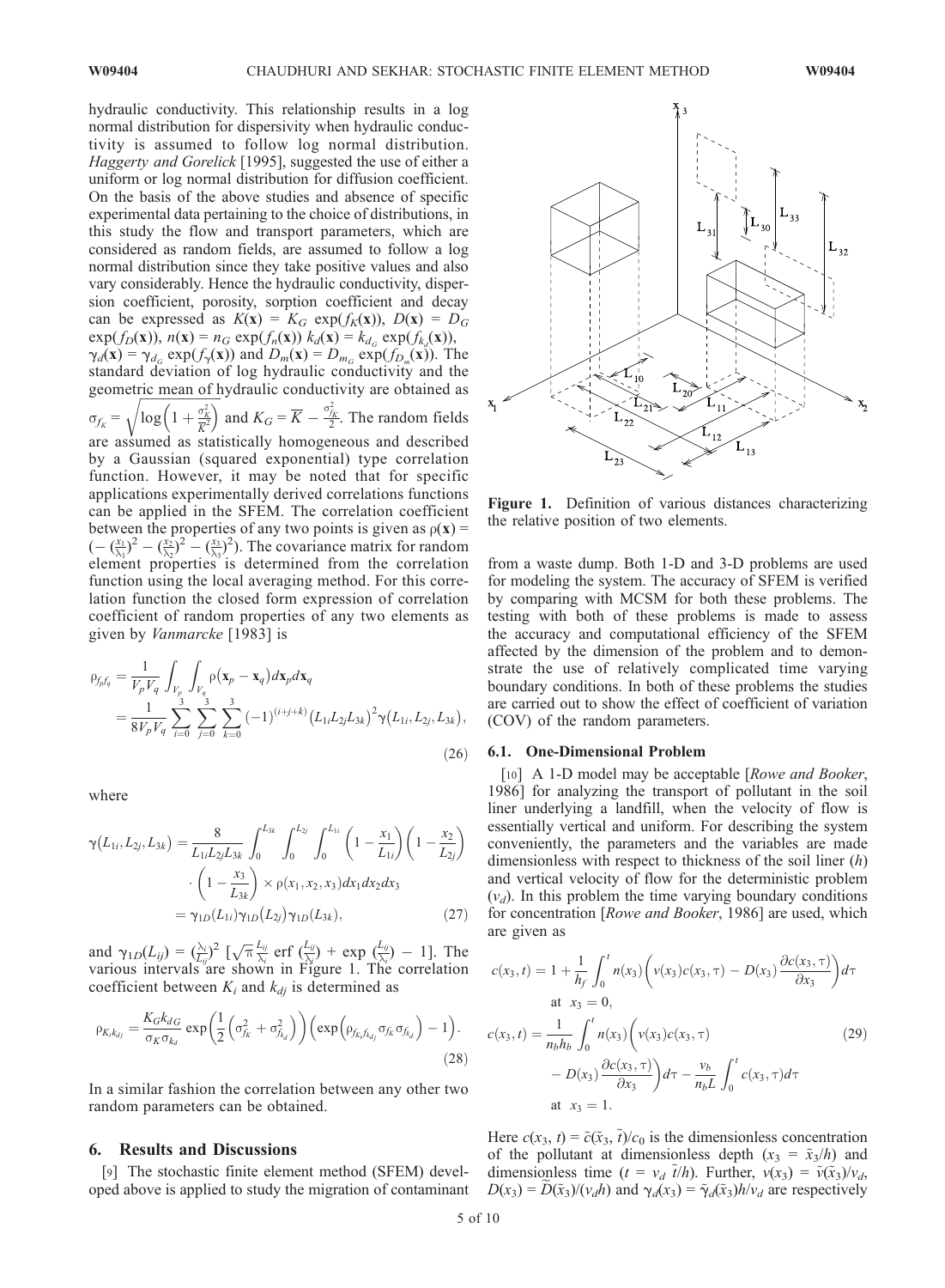hydraulic conductivity. This relationship results in a log normal distribution for dispersivity when hydraulic conductivity is assumed to follow log normal distribution. *Haggerty and Gorelick* [1995], suggested the use of either a uniform or log normal distribution for diffusion coefficient. On the basis of the above studies and absence of specific experimental data pertaining to the choice of distributions, in this study the flow and transport parameters, which are considered as random fields, are assumed to follow a log normal distribution since they take positive values and also vary considerably. Hence the hydraulic conductivity, dispersion coefficient, porosity, sorption coefficient and decay can be expressed as $K(\mathbf{x}) = K_G \exp(f_K(\mathbf{x}))$, $D(\mathbf{x}) = D_G \exp(f_D(\mathbf{x}))$, $n(\mathbf{x}) = n_G \exp(f_n(\mathbf{x}))$ $k_d(\mathbf{x}) = k_{d_G} \exp(f_{k_d}(\mathbf{x}))$, $\gamma_d(\mathbf{x}) = \gamma_{d_G} \exp(f_\gamma(\mathbf{x}))$ and $D_m(\mathbf{x}) = D_{m_G} \exp(f_{D_m}(\mathbf{x}))$. The standard deviation of log hydraulic conductivity and the geometric mean of hydraulic conductivity are obtained as $\sigma_{f_K} = \sqrt{\log\left(1 + \frac{\sigma_K^2}{\overline{K}^2}\right)}$ and $K_G = \overline{K} - \frac{\sigma_{f_K}^2}{2}$. The random fields are assumed as statistically homogeneous and described by a Gaussian (squared exponential) type correlation function. However, it may be noted that for specific applications experimentally derived correlations functions can be applied in the SFEM. The correlation coefficient between the properties of any two points is given as $\rho(\mathbf{x}) = (-(\frac{x_1}{\lambda_1})^2 - (\frac{x_2}{\lambda_2})^2 - (\frac{x_3}{\lambda_3})^2)$. The covariance matrix for random element properties is determined from the correlation function using the local averaging method. For this correlation function the closed form expression of correlation coefficient of random properties of any two elements as given by *Vanmarcke* [1983] is

$$
\begin{aligned}
\rho_{f_p f_q} &= \frac{1}{V_p V_q} \int_{V_p} \int_{V_q} \rho(\mathbf{x}_p - \mathbf{x}_q) d\mathbf{x}_p d\mathbf{x}_q \\
&= \frac{1}{8 V_p V_q} \sum_{i=0}^{3} \sum_{j=0}^{3} \sum_{k=0}^{3} (-1)^{(i+j+k)} \left(L_{1i} L_{2j} L_{3k}\right)^2 \gamma\left(L_{1i}, L_{2j}, L_{3k}\right),
\end{aligned}
\tag{26}
$$

where

$$
\begin{aligned}
\gamma\left(L_{1i}, L_{2j}, L_{3k}\right) &= \frac{8}{L_{1i} L_{2j} L_{3k}} \int_0^{L_{3k}} \int_0^{L_{2j}} \int_0^{L_{1i}} \left(1 - \frac{x_1}{L_{1i}}\right)\left(1 - \frac{x_2}{L_{2j}}\right) \\
&\quad \cdot \left(1 - \frac{x_3}{L_{3k}}\right) \times \rho(x_1, x_2, x_3) dx_1 dx_2 dx_3 \\
&= \gamma_{1D}(L_{1i}) \gamma_{1D}\left(L_{2j}\right) \gamma_{1D}(L_{3k}),
\end{aligned}
\tag{27}
$$

and $\gamma_{1D}(L_{ij}) = (\frac{\lambda_i}{L_{ij}})^2 \left[\sqrt{\pi} \frac{L_{ij}}{\lambda_i} \operatorname{erf}\left(\frac{L_{ij}}{\lambda_i}\right) + \exp\left(\frac{L_{ij}}{\lambda_i}\right) - 1\right]$. The various intervals are shown in Figure 1. The correlation coefficient between $K_i$ and $k_{dj}$ is determined as

$$
\rho_{K_i k_{dj}} = \frac{K_G k_{dG}}{\sigma_K \sigma_{k_d}} \exp\left(\frac{1}{2}\left(\sigma_{f_K}^2 + \sigma_{f_{k_d}}^2\right)\right)\left(\exp\left(\rho_{f_{K_i} f_{k_{dj}}} \sigma_{f_K} \sigma_{f_{k_d}}\right) - 1\right).
\tag{28}
$$

In a similar fashion the correlation between any other two random parameters can be obtained.

## 6. Results and Discussions

[9] The stochastic finite element method (SFEM) developed above is applied to study the migration of contaminant from a waste dump. Both 1-D and 3-D problems are used for modeling the system. The accuracy of SFEM is verified by comparing with MCSM for both these problems. The testing with both of these problems is made to assess the accuracy and computational efficiency of the SFEM affected by the dimension of the problem and to demonstrate the use of relatively complicated time varying boundary conditions. In both of these problems the studies are carried out to show the effect of coefficient of variation (COV) of the random parameters.

Figure 1. Definition of various distances characterizing the relative position of two elements.

### 6.1. One-Dimensional Problem

[10] A 1-D model may be acceptable [*Rowe and Booker*, 1986] for analyzing the transport of pollutant in the soil liner underlying a landfill, when the velocity of flow is essentially vertical and uniform. For describing the system conveniently, the parameters and the variables are made dimensionless with respect to thickness of the soil liner ($h$) and vertical velocity of flow for the deterministic problem ($v_d$). In this problem the time varying boundary conditions for concentration [*Rowe and Booker*, 1986] are used, which are given as

$$
\begin{aligned}
c(x_3, t) &= 1 + \frac{1}{h_f} \int_0^t n(x_3)\left(v(x_3) c(x_3, \tau) - D(x_3) \frac{\partial c(x_3, \tau)}{\partial x_3}\right) d\tau \\
&\quad \text{at } \; x_3 = 0, \\
c(x_3, t) &= \frac{1}{n_b h_b} \int_0^t n(x_3)\left(v(x_3) c(x_3, \tau)\right. \\
&\quad \left. - D(x_3) \frac{\partial c(x_3, \tau)}{\partial x_3}\right) d\tau - \frac{v_b}{n_b L} \int_0^t c(x_3, \tau) d\tau \\
&\quad \text{at } \; x_3 = 1.
\end{aligned}
\tag{29}
$$

Here $c(x_3, t) = \tilde{c}(\tilde{x}_3, \tilde{t})/c_0$ is the dimensionless concentration of the pollutant at dimensionless depth ($x_3 = \tilde{x}_3/h$) and dimensionless time ($t = v_d \tilde{t}/h$). Further, $v(x_3) = \tilde{v}(\tilde{x}_3)/v_d$, $D(x_3) = \tilde{D}(\tilde{x}_3)/(v_d h)$ and $\gamma_d(x_3) = \tilde{\gamma}_d(\tilde{x}_3) h/v_d$ are respectively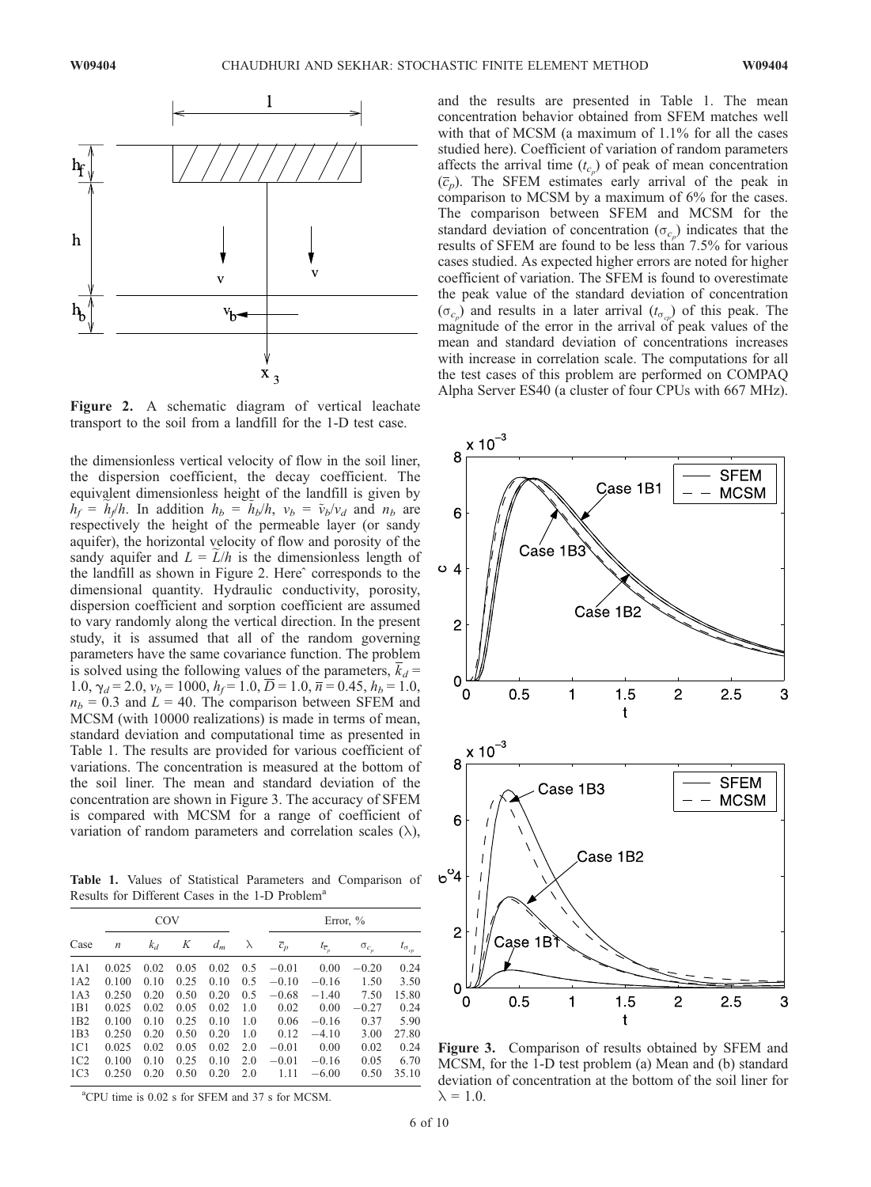**Figure 2.** A schematic diagram of vertical leachate transport to the soil from a landfill for the 1-D test case.

the dimensionless vertical velocity of flow in the soil liner, the dispersion coefficient, the decay coefficient. The equivalent dimensionless height of the landfill is given by $h_f = \tilde{h}_f/h$. In addition $h_b = \tilde{h}_b/h$, $v_b = \tilde{v}_b/v_d$ and $n_b$ are respectively the height of the permeable layer (or sandy aquifer), the horizontal velocity of flow and porosity of the sandy aquifer and $L = \tilde{L}/h$ is the dimensionless length of the landfill as shown in Figure 2. Here˜ corresponds to the dimensional quantity. Hydraulic conductivity, porosity, dispersion coefficient and sorption coefficient are assumed to vary randomly along the vertical direction. In the present study, it is assumed that all of the random governing parameters have the same covariance function. The problem is solved using the following values of the parameters, $\overline{k}_d = 1.0$, $\gamma_d = 2.0$, $v_b = 1000$, $h_f = 1.0$, $\overline{D} = 1.0$, $\overline{n} = 0.45$, $h_b = 1.0$, $n_b = 0.3$ and $L = 40$. The comparison between SFEM and MCSM (with 10000 realizations) is made in terms of mean, standard deviation and computational time as presented in Table 1. The results are provided for various coefficient of variations. The concentration is measured at the bottom of the soil liner. The mean and standard deviation of the concentration are shown in Figure 3. The accuracy of SFEM is compared with MCSM for a range of coefficient of variation of random parameters and correlation scales ($\lambda$), and the results are presented in Table 1. The mean concentration behavior obtained from SFEM matches well with that of MCSM (a maximum of 1.1% for all the cases studied here). Coefficient of variation of random parameters affects the arrival time ($t_{c_p}$) of peak of mean concentration ($\overline{c}_p$). The SFEM estimates early arrival of the peak in comparison to MCSM by a maximum of 6% for the cases. The comparison between SFEM and MCSM for the standard deviation of concentration ($\sigma_{c_p}$) indicates that the results of SFEM are found to be less than 7.5% for various cases studied. As expected higher errors are noted for higher coefficient of variation. The SFEM is found to overestimate the peak value of the standard deviation of concentration ($\sigma_{c_p}$) and results in a later arrival ($t_{\sigma_{cp}}$) of this peak. The magnitude of the error in the arrival of peak values of the mean and standard deviation of concentrations increases with increase in correlation scale. The computations for all the test cases of this problem are performed on COMPAQ Alpha Server ES40 (a cluster of four CPUs with 667 MHz).

**Table 1.** Values of Statistical Parameters and Comparison of Results for Different Cases in the 1-D Problem[a]

| Case | COV | | | | $\lambda$ | Error, % | | | |
|---|---|---|---|---|---|---|---|---|---|
| | $n$ | $k_d$ | $K$ | $d_m$ | | $\overline{c}_p$ | $t_{\overline{c}_p}$ | $\sigma_{c_p}$ | $t_{\sigma_{cp}}$ |
| 1A1 | 0.025 | 0.02 | 0.05 | 0.02 | 0.5 | −0.01 | 0.00 | −0.20 | 0.24 |
| 1A2 | 0.100 | 0.10 | 0.25 | 0.10 | 0.5 | −0.10 | −0.16 | 1.50 | 3.50 |
| 1A3 | 0.250 | 0.20 | 0.50 | 0.20 | 0.5 | −0.68 | −1.40 | 7.50 | 15.80 |
| 1B1 | 0.025 | 0.02 | 0.05 | 0.02 | 1.0 | 0.02 | 0.00 | −0.27 | 0.24 |
| 1B2 | 0.100 | 0.10 | 0.25 | 0.10 | 1.0 | 0.06 | −0.16 | 0.37 | 5.90 |
| 1B3 | 0.250 | 0.20 | 0.50 | 0.20 | 1.0 | 0.12 | −4.10 | 3.00 | 27.80 |
| 1C1 | 0.025 | 0.02 | 0.05 | 0.02 | 2.0 | −0.01 | 0.00 | 0.02 | 0.24 |
| 1C2 | 0.100 | 0.10 | 0.25 | 0.10 | 2.0 | −0.01 | −0.16 | 0.05 | 6.70 |
| 1C3 | 0.250 | 0.20 | 0.50 | 0.20 | 2.0 | 1.11 | −6.00 | 0.50 | 35.10 |

[a]CPU time is 0.02 s for SFEM and 37 s for MCSM.

**Figure 3.** Comparison of results obtained by SFEM and MCSM, for the 1-D test problem (a) Mean and (b) standard deviation of concentration at the bottom of the soil liner for $\lambda = 1.0$.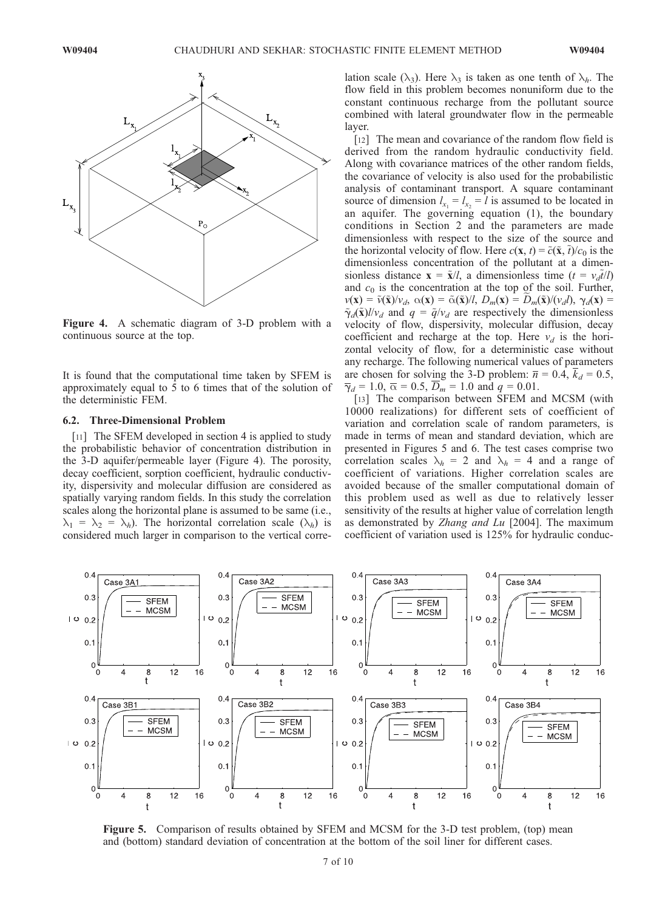**Figure 4.** A schematic diagram of 3-D problem with a continuous source at the top.

It is found that the computational time taken by SFEM is approximately equal to 5 to 6 times that of the solution of the deterministic FEM.

### 6.2. Three-Dimensional Problem

[11] The SFEM developed in section 4 is applied to study the probabilistic behavior of concentration distribution in the 3-D aquifer/permeable layer (Figure 4). The porosity, decay coefficient, sorption coefficient, hydraulic conductivity, dispersivity and molecular diffusion are considered as spatially varying random fields. In this study the correlation scales along the horizontal plane is assumed to be same (i.e., $\lambda_1 = \lambda_2 = \lambda_h$). The horizontal correlation scale ($\lambda_h$) is considered much larger in comparison to the vertical correlation scale ($\lambda_3$). Here $\lambda_3$ is taken as one tenth of $\lambda_h$. The flow field in this problem becomes nonuniform due to the constant continuous recharge from the pollutant source combined with lateral groundwater flow in the permeable layer.

[12] The mean and covariance of the random flow field is derived from the random hydraulic conductivity field. Along with covariance matrices of the other random fields, the covariance of velocity is also used for the probabilistic analysis of contaminant transport. A square contaminant source of dimension $l_{x_1} = l_{x_2} = l$ is assumed to be located in an aquifer. The governing equation (1), the boundary conditions in Section 2 and the parameters are made dimensionless with respect to the size of the source and the horizontal velocity of flow. Here $c(\mathbf{x}, t) = \tilde{c}(\tilde{\mathbf{x}}, \tilde{t})/c_0$ is the dimensionless concentration of the pollutant at a dimensionless distance $\mathbf{x} = \tilde{\mathbf{x}}/l$, a dimensionless time ($t = v_d\tilde{t}/l$) and $c_0$ is the concentration at the top of the soil. Further, $v(\mathbf{x}) = \tilde{v}(\tilde{\mathbf{x}})/v_d$, $\alpha(\mathbf{x}) = \tilde{\alpha}(\tilde{\mathbf{x}})/l$, $D_m(\mathbf{x}) = \tilde{D}_m(\tilde{\mathbf{x}})/(v_d l)$, $\gamma_d(\mathbf{x}) = \tilde{\gamma}_d(\tilde{\mathbf{x}})l/v_d$ and $q = \tilde{q}/v_d$ are respectively the dimensionless velocity of flow, dispersivity, molecular diffusion, decay coefficient and recharge at the top. Here $v_d$ is the horizontal velocity of flow, for a deterministic case without any recharge. The following numerical values of parameters are chosen for solving the 3-D problem: $\overline{n} = 0.4$, $\overline{k}_d = 0.5$, $\overline{\gamma}_d = 1.0$, $\overline{\alpha} = 0.5$, $\overline{D}_m = 1.0$ and $q = 0.01$.

[13] The comparison between SFEM and MCSM (with 10000 realizations) for different sets of coefficient of variation and correlation scale of random parameters, is made in terms of mean and standard deviation, which are presented in Figures 5 and 6. The test cases comprise two correlation scales $\lambda_h = 2$ and $\lambda_h = 4$ and a range of coefficient of variations. Higher correlation scales are avoided because of the smaller computational domain of this problem used as well as due to relatively lesser sensitivity of the results at higher value of correlation length as demonstrated by *Zhang and Lu* [2004]. The maximum coefficient of variation used is 125% for hydraulic conduc-

**Figure 5.** Comparison of results obtained by SFEM and MCSM for the 3-D test problem, (top) mean and (bottom) standard deviation of concentration at the bottom of the soil liner for different cases.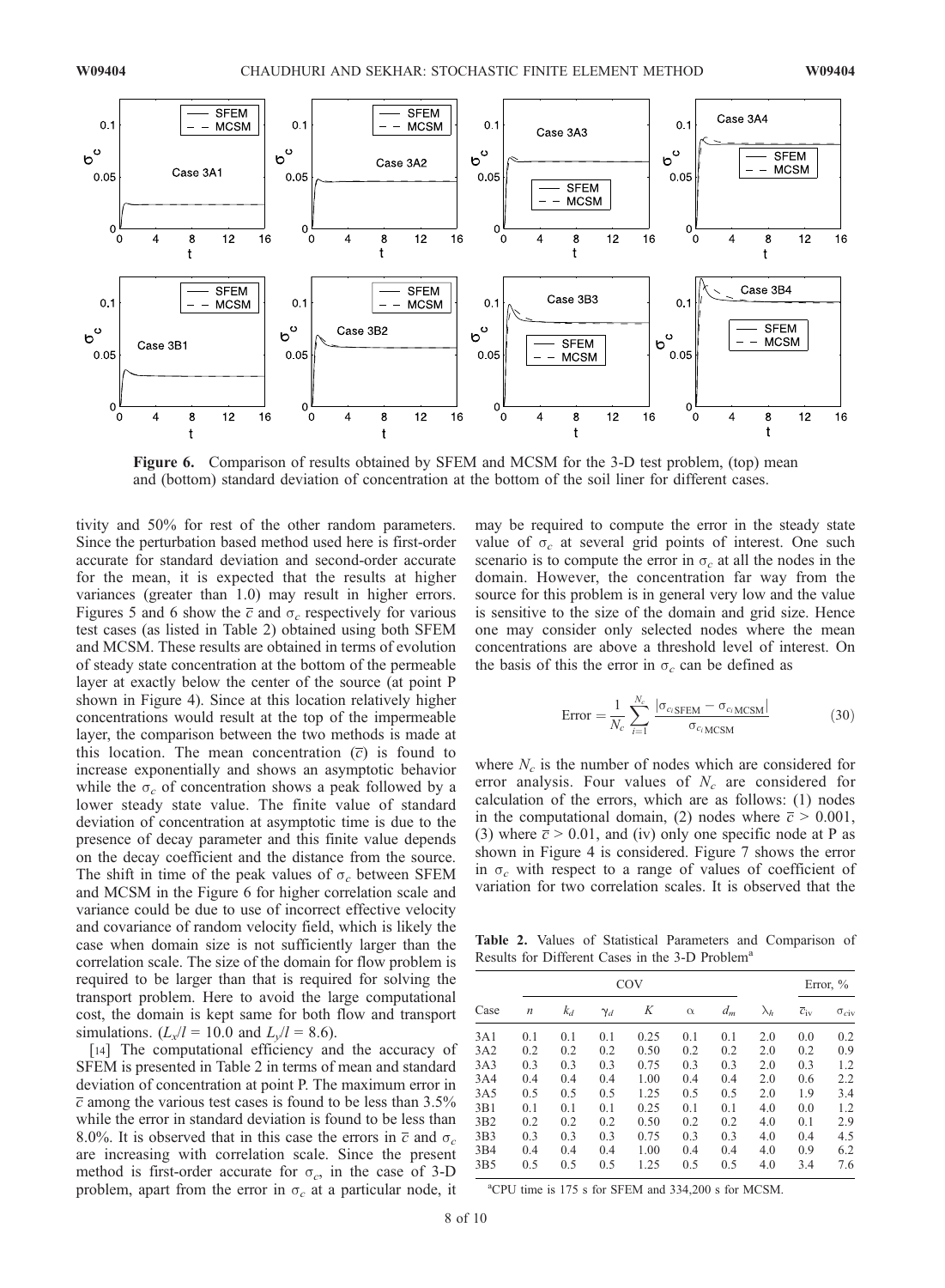**Figure 6.** Comparison of results obtained by SFEM and MCSM for the 3-D test problem, (top) mean and (bottom) standard deviation of concentration at the bottom of the soil liner for different cases.

tivity and 50% for rest of the other random parameters. Since the perturbation based method used here is first-order accurate for standard deviation and second-order accurate for the mean, it is expected that the results at higher variances (greater than 1.0) may result in higher errors. Figures 5 and 6 show the $\bar{c}$ and $\sigma_c$ respectively for various test cases (as listed in Table 2) obtained using both SFEM and MCSM. These results are obtained in terms of evolution of steady state concentration at the bottom of the permeable layer at exactly below the center of the source (at point P shown in Figure 4). Since at this location relatively higher concentrations would result at the top of the impermeable layer, the comparison between the two methods is made at this location. The mean concentration ($\bar{c}$) is found to increase exponentially and shows an asymptotic behavior while the $\sigma_c$ of concentration shows a peak followed by a lower steady state value. The finite value of standard deviation of concentration at asymptotic time is due to the presence of decay parameter and this finite value depends on the decay coefficient and the distance from the source. The shift in time of the peak values of $\sigma_c$ between SFEM and MCSM in the Figure 6 for higher correlation scale and variance could be due to use of incorrect effective velocity and covariance of random velocity field, which is likely the case when domain size is not sufficiently larger than the correlation scale. The size of the domain for flow problem is required to be larger than that is required for solving the transport problem. Here to avoid the large computational cost, the domain is kept same for both flow and transport simulations. ($L_x/l = 10.0$ and $L_y/l = 8.6$).

[14] The computational efficiency and the accuracy of SFEM is presented in Table 2 in terms of mean and standard deviation of concentration at point P. The maximum error in $\bar{c}$ among the various test cases is found to be less than 3.5% while the error in standard deviation is found to be less than 8.0%. It is observed that in this case the errors in $\bar{c}$ and $\sigma_c$ are increasing with correlation scale. Since the present method is first-order accurate for $\sigma_c$, in the case of 3-D problem, apart from the error in $\sigma_c$ at a particular node, it may be required to compute the error in the steady state value of $\sigma_c$ at several grid points of interest. One such scenario is to compute the error in $\sigma_c$ at all the nodes in the domain. However, the concentration far way from the source for this problem is in general very low and the value is sensitive to the size of the domain and grid size. Hence one may consider only selected nodes where the mean concentrations are above a threshold level of interest. On the basis of this the error in $\sigma_c$ can be defined as

$$\text{Error} = \frac{1}{N_c}\sum_{i=1}^{N_c}\frac{|\sigma_{c_i\text{SFEM}} - \sigma_{c_i\text{MCSM}}|}{\sigma_{c_i\text{MCSM}}} \tag{30}$$

where $N_c$ is the number of nodes which are considered for error analysis. Four values of $N_c$ are considered for calculation of the errors, which are as follows: (1) nodes in the computational domain, (2) nodes where $\bar{c} > 0.001$, (3) where $\bar{c} > 0.01$, and (iv) only one specific node at P as shown in Figure 4 is considered. Figure 7 shows the error in $\sigma_c$ with respect to a range of values of coefficient of variation for two correlation scales. It is observed that the

**Table 2.** Values of Statistical Parameters and Comparison of Results for Different Cases in the 3-D Problem[a]

| | COV | | | | | | | Error, % | |
|---|---|---|---|---|---|---|---|---|---|
| Case | $n$ | $k_d$ | $\gamma_d$ | $K$ | $\alpha$ | $d_m$ | $\lambda_h$ | $\bar{c}_{\text{iv}}$ | $\sigma_{c\text{iv}}$ |
| 3A1 | 0.1 | 0.1 | 0.1 | 0.25 | 0.1 | 0.1 | 2.0 | 0.0 | 0.2 |
| 3A2 | 0.2 | 0.2 | 0.2 | 0.50 | 0.2 | 0.2 | 2.0 | 0.2 | 0.9 |
| 3A3 | 0.3 | 0.3 | 0.3 | 0.75 | 0.3 | 0.3 | 2.0 | 0.3 | 1.2 |
| 3A4 | 0.4 | 0.4 | 0.4 | 1.00 | 0.4 | 0.4 | 2.0 | 0.6 | 2.2 |
| 3A5 | 0.5 | 0.5 | 0.5 | 1.25 | 0.5 | 0.5 | 2.0 | 1.9 | 3.4 |
| 3B1 | 0.1 | 0.1 | 0.1 | 0.25 | 0.1 | 0.1 | 4.0 | 0.0 | 1.2 |
| 3B2 | 0.2 | 0.2 | 0.2 | 0.50 | 0.2 | 0.2 | 4.0 | 0.1 | 2.9 |
| 3B3 | 0.3 | 0.3 | 0.3 | 0.75 | 0.3 | 0.3 | 4.0 | 0.4 | 4.5 |
| 3B4 | 0.4 | 0.4 | 0.4 | 1.00 | 0.4 | 0.4 | 4.0 | 0.9 | 6.2 |
| 3B5 | 0.5 | 0.5 | 0.5 | 1.25 | 0.5 | 0.5 | 4.0 | 3.4 | 7.6 |

[a]CPU time is 175 s for SFEM and 334,200 s for MCSM.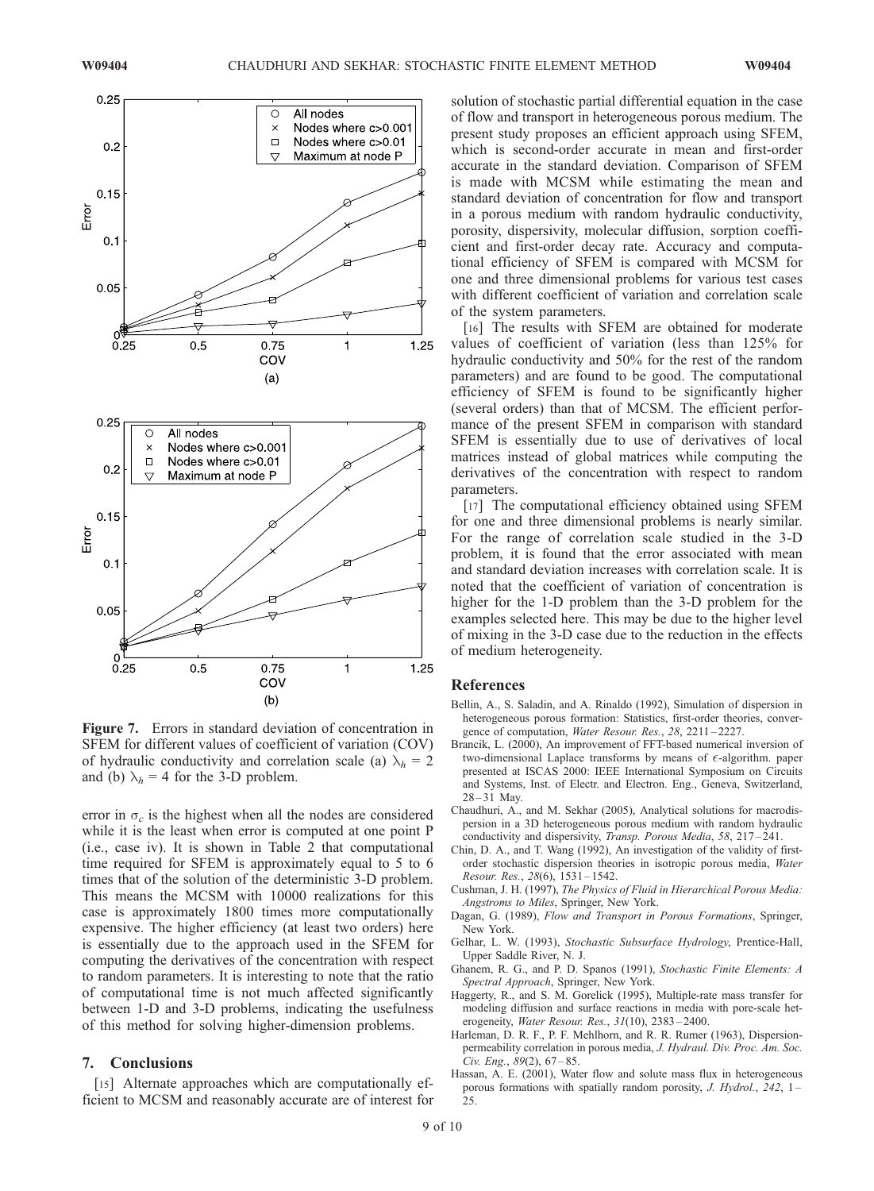Figure 7. Errors in standard deviation of concentration in SFEM for different values of coefficient of variation (COV) of hydraulic conductivity and correlation scale (a) $\lambda_h$ = 2 and (b) $\lambda_h$ = 4 for the 3-D problem.

error in $\sigma_c$ is the highest when all the nodes are considered while it is the least when error is computed at one point P (i.e., case iv). It is shown in Table 2 that computational time required for SFEM is approximately equal to 5 to 6 times that of the solution of the deterministic 3-D problem. This means the MCSM with 10000 realizations for this case is approximately 1800 times more computationally expensive. The higher efficiency (at least two orders) here is essentially due to the approach used in the SFEM for computing the derivatives of the concentration with respect to random parameters. It is interesting to note that the ratio of computational time is not much affected significantly between 1-D and 3-D problems, indicating the usefulness of this method for solving higher-dimension problems.

## 7. Conclusions

[15] Alternate approaches which are computationally efficient to MCSM and reasonably accurate are of interest for solution of stochastic partial differential equation in the case of flow and transport in heterogeneous porous medium. The present study proposes an efficient approach using SFEM, which is second-order accurate in mean and first-order accurate in the standard deviation. Comparison of SFEM is made with MCSM while estimating the mean and standard deviation of concentration for flow and transport in a porous medium with random hydraulic conductivity, porosity, dispersivity, molecular diffusion, sorption coefficient and first-order decay rate. Accuracy and computational efficiency of SFEM is compared with MCSM for one and three dimensional problems for various test cases with different coefficient of variation and correlation scale of the system parameters.

[16] The results with SFEM are obtained for moderate values of coefficient of variation (less than 125% for hydraulic conductivity and 50% for the rest of the random parameters) and are found to be good. The computational efficiency of SFEM is found to be significantly higher (several orders) than that of MCSM. The efficient performance of the present SFEM in comparison with standard SFEM is essentially due to use of derivatives of local matrices instead of global matrices while computing the derivatives of the concentration with respect to random parameters.

[17] The computational efficiency obtained using SFEM for one and three dimensional problems is nearly similar. For the range of correlation scale studied in the 3-D problem, it is found that the error associated with mean and standard deviation increases with correlation scale. It is noted that the coefficient of variation of concentration is higher for the 1-D problem than the 3-D problem for the examples selected here. This may be due to the higher level of mixing in the 3-D case due to the reduction in the effects of medium heterogeneity.

## References

Bellin, A., S. Saladin, and A. Rinaldo (1992), Simulation of dispersion in heterogeneous porous formation: Statistics, first-order theories, convergence of computation, *Water Resour. Res.*, *28*, 2211–2227.

Brancik, L. (2000), An improvement of FFT-based numerical inversion of two-dimensional Laplace transforms by means of $\epsilon$-algorithm. paper presented at ISCAS 2000: IEEE International Symposium on Circuits and Systems, Inst. of Electr. and Electron. Eng., Geneva, Switzerland, 28–31 May.

Chaudhuri, A., and M. Sekhar (2005), Analytical solutions for macrodispersion in a 3D heterogeneous porous medium with random hydraulic conductivity and dispersivity, *Transp. Porous Media*, *58*, 217–241.

Chin, D. A., and T. Wang (1992), An investigation of the validity of first-order stochastic dispersion theories in isotropic porous media, *Water Resour. Res.*, *28*(6), 1531–1542.

Cushman, J. H. (1997), *The Physics of Fluid in Hierarchical Porous Media: Angstroms to Miles*, Springer, New York.

Dagan, G. (1989), *Flow and Transport in Porous Formations*, Springer, New York.

Gelhar, L. W. (1993), *Stochastic Subsurface Hydrology*, Prentice-Hall, Upper Saddle River, N. J.

Ghanem, R. G., and P. D. Spanos (1991), *Stochastic Finite Elements: A Spectral Approach*, Springer, New York.

Haggerty, R., and S. M. Gorelick (1995), Multiple-rate mass transfer for modeling diffusion and surface reactions in media with pore-scale heterogeneity, *Water Resour. Res.*, *31*(10), 2383–2400.

Harleman, D. R. F., P. F. Mehlhorn, and R. R. Rumer (1963), Dispersion-permeability correlation in porous media, *J. Hydraul. Div. Proc. Am. Soc. Civ. Eng.*, *89*(2), 67–85.

Hassan, A. E. (2001), Water flow and solute mass flux in heterogeneous porous formations with spatially random porosity, *J. Hydrol.*, *242*, 1–25.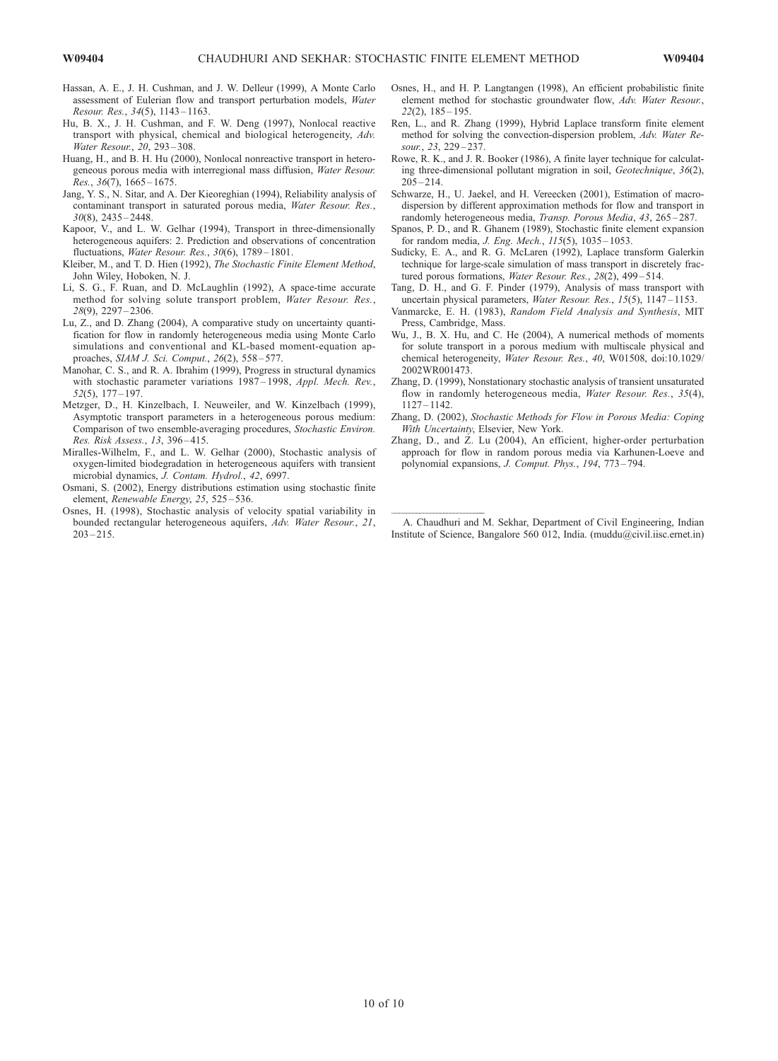Hassan, A. E., J. H. Cushman, and J. W. Delleur (1999), A Monte Carlo assessment of Eulerian flow and transport perturbation models, *Water Resour. Res.*, *34*(5), 1143–1163.

Hu, B. X., J. H. Cushman, and F. W. Deng (1997), Nonlocal reactive transport with physical, chemical and biological heterogeneity, *Adv. Water Resour.*, *20*, 293–308.

Huang, H., and B. H. Hu (2000), Nonlocal nonreactive transport in heterogeneous porous media with interregional mass diffusion, *Water Resour. Res.*, *36*(7), 1665–1675.

Jang, Y. S., N. Sitar, and A. Der Kieoreghian (1994), Reliability analysis of contaminant transport in saturated porous media, *Water Resour. Res.*, *30*(8), 2435–2448.

Kapoor, V., and L. W. Gelhar (1994), Transport in three-dimensionally heterogeneous aquifers: 2. Prediction and observations of concentration fluctuations, *Water Resour. Res.*, *30*(6), 1789–1801.

Kleiber, M., and T. D. Hien (1992), *The Stochastic Finite Element Method*, John Wiley, Hoboken, N. J.

Li, S. G., F. Ruan, and D. McLaughlin (1992), A space-time accurate method for solving solute transport problem, *Water Resour. Res.*, *28*(9), 2297–2306.

Lu, Z., and D. Zhang (2004), A comparative study on uncertainty quantification for flow in randomly heterogeneous media using Monte Carlo simulations and conventional and KL-based moment-equation approaches, *SIAM J. Sci. Comput.*, *26*(2), 558–577.

Manohar, C. S., and R. A. Ibrahim (1999), Progress in structural dynamics with stochastic parameter variations 1987–1998, *Appl. Mech. Rev.*, *52*(5), 177–197.

Metzger, D., H. Kinzelbach, I. Neuweiler, and W. Kinzelbach (1999), Asymptotic transport parameters in a heterogeneous porous medium: Comparison of two ensemble-averaging procedures, *Stochastic Environ. Res. Risk Assess.*, *13*, 396–415.

Miralles-Wilhelm, F., and L. W. Gelhar (2000), Stochastic analysis of oxygen-limited biodegradation in heterogeneous aquifers with transient microbial dynamics, *J. Contam. Hydrol.*, *42*, 6997.

Osmani, S. (2002), Energy distributions estimation using stochastic finite element, *Renewable Energy*, *25*, 525–536.

Osnes, H. (1998), Stochastic analysis of velocity spatial variability in bounded rectangular heterogeneous aquifers, *Adv. Water Resour.*, *21*, 203–215.

Osnes, H., and H. P. Langtangen (1998), An efficient probabilistic finite element method for stochastic groundwater flow, *Adv. Water Resour.*, *22*(2), 185–195.

Ren, L., and R. Zhang (1999), Hybrid Laplace transform finite element method for solving the convection-dispersion problem, *Adv. Water Resour.*, *23*, 229–237.

Rowe, R. K., and J. R. Booker (1986), A finite layer technique for calculating three-dimensional pollutant migration in soil, *Geotechnique*, *36*(2), 205–214.

Schwarze, H., U. Jaekel, and H. Vereecken (2001), Estimation of macrodispersion by different approximation methods for flow and transport in randomly heterogeneous media, *Transp. Porous Media*, *43*, 265–287.

Spanos, P. D., and R. Ghanem (1989), Stochastic finite element expansion for random media, *J. Eng. Mech.*, *115*(5), 1035–1053.

Sudicky, E. A., and R. G. McLaren (1992), Laplace transform Galerkin technique for large-scale simulation of mass transport in discretely fractured porous formations, *Water Resour. Res.*, *28*(2), 499–514.

Tang, D. H., and G. F. Pinder (1979), Analysis of mass transport with uncertain physical parameters, *Water Resour. Res.*, *15*(5), 1147–1153.

Vanmarcke, E. H. (1983), *Random Field Analysis and Synthesis*, MIT Press, Cambridge, Mass.

Wu, J., B. X. Hu, and C. He (2004), A numerical methods of moments for solute transport in a porous medium with multiscale physical and chemical heterogeneity, *Water Resour. Res.*, *40*, W01508, doi:10.1029/2002WR001473.

Zhang, D. (1999), Nonstationary stochastic analysis of transient unsaturated flow in randomly heterogeneous media, *Water Resour. Res.*, *35*(4), 1127–1142.

Zhang, D. (2002), *Stochastic Methods for Flow in Porous Media: Coping With Uncertainty*, Elsevier, New York.

Zhang, D., and Z. Lu (2004), An efficient, higher-order perturbation approach for flow in random porous media via Karhunen-Loeve and polynomial expansions, *J. Comput. Phys.*, *194*, 773–794.

---

A. Chaudhuri and M. Sekhar, Department of Civil Engineering, Indian Institute of Science, Bangalore 560 012, India. (muddu@civil.iisc.ernet.in)